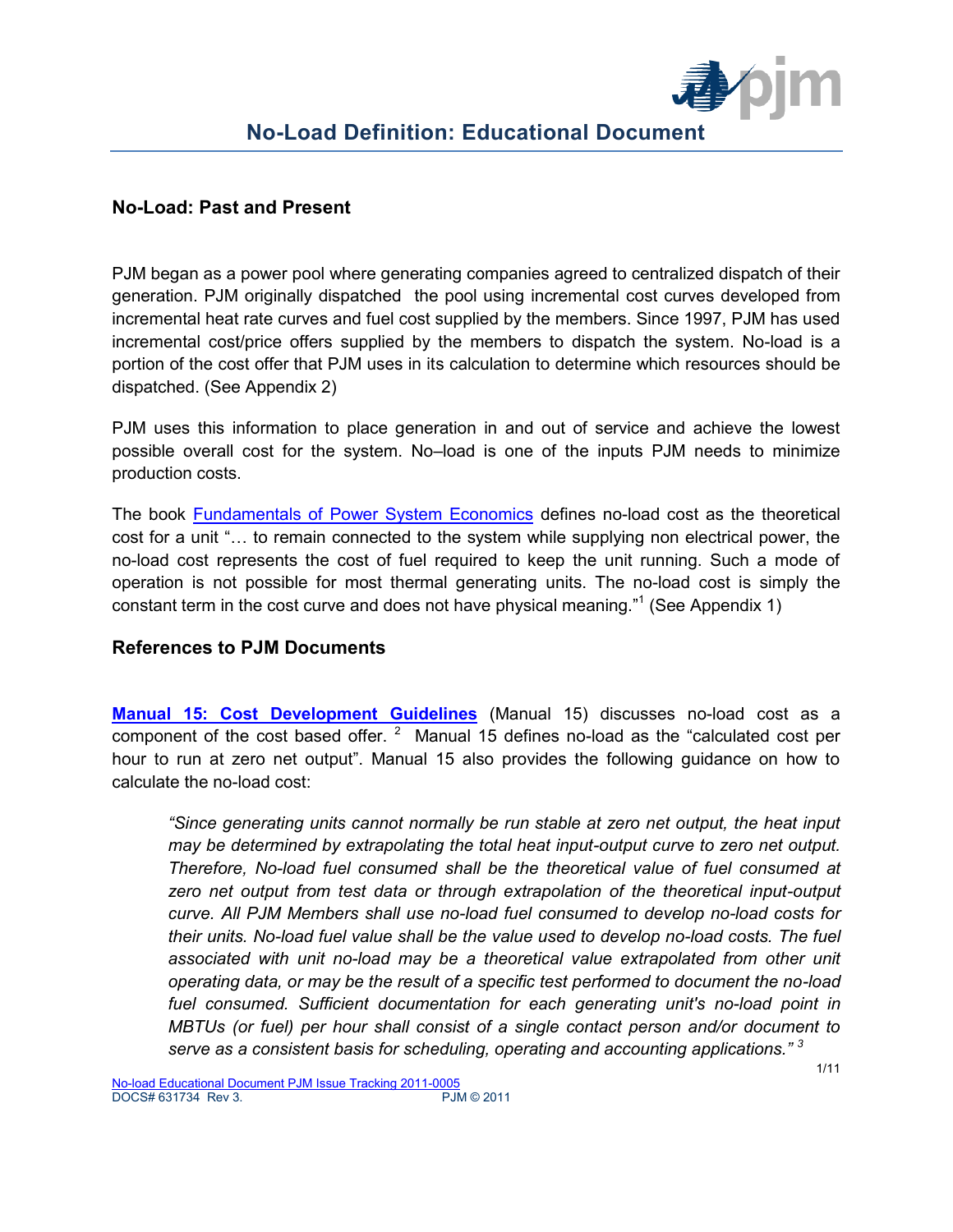# No-Load Definition: Educational Document

## No-Load: Past and Present

PJM began as a power pool where generating companies agreed to centralized dispatch of their generation. PJM originally dispatched the pool using incremental cost curves developed from incremental heat rate curves and fuel cost supplied by the members. Since 1997, PJM has used incremental cost/price offers supplied by the members to dispatch the system. No-load is a portion of the cost offer that PJM uses in its calculation to determine which resources should be dispatched. (See Appendix 2)

PJM uses this information to place generation in and out of service and achieve the lowest possible overall cost for the system. No–load is one of the inputs PJM needs to minimize production costs.

The book Fundamentals of Power System Economics defines no-load cost as the theoretical cost for a unit "… to remain connected to the system while supplying non electrical power, the no-load cost represents the cost of fuel required to keep the unit running. Such a mode of operation is not possible for most thermal generating units. The no-load cost is simply the constant term in the cost curve and does not have physical meaning."[1] (See Appendix 1)

## References to PJM Documents

**Manual 15: Cost Development Guidelines** (Manual 15) discusses no-load cost as a component of the cost based offer. [2] Manual 15 defines no-load as the "calculated cost per hour to run at zero net output". Manual 15 also provides the following guidance on how to calculate the no-load cost:

> *"Since generating units cannot normally be run stable at zero net output, the heat input may be determined by extrapolating the total heat input-output curve to zero net output. Therefore, No-load fuel consumed shall be the theoretical value of fuel consumed at zero net output from test data or through extrapolation of the theoretical input-output curve. All PJM Members shall use no-load fuel consumed to develop no-load costs for their units. No-load fuel value shall be the value used to develop no-load costs. The fuel associated with unit no-load may be a theoretical value extrapolated from other unit operating data, or may be the result of a specific test performed to document the no-load fuel consumed. Sufficient documentation for each generating unit's no-load point in MBTUs (or fuel) per hour shall consist of a single contact person and/or document to serve as a consistent basis for scheduling, operating and accounting applications."* [3]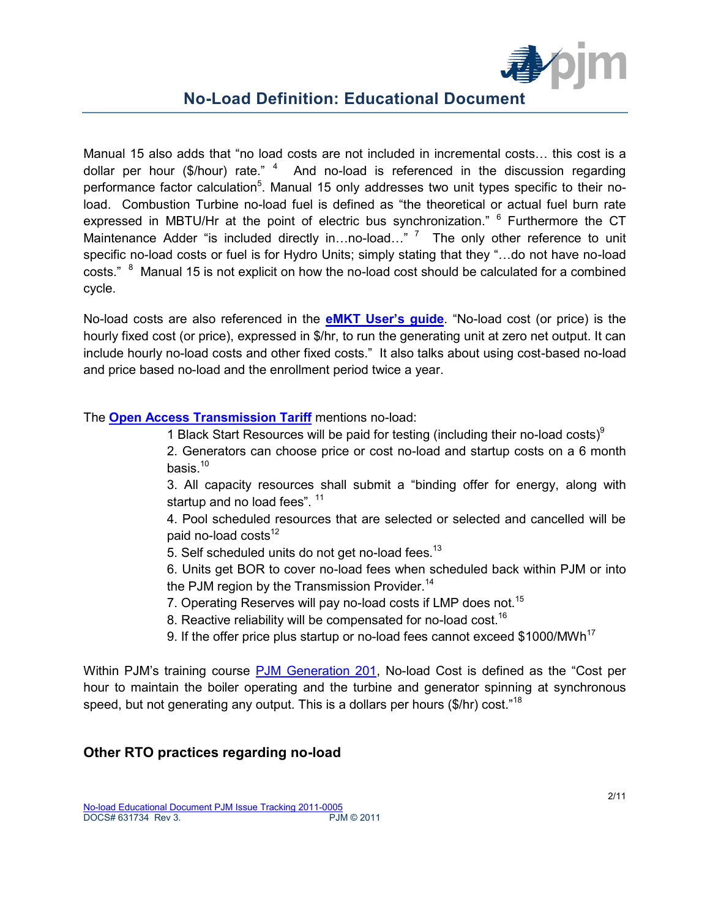Manual 15 also adds that "no load costs are not included in incremental costs… this cost is a dollar per hour ($/hour) rate." [4] And no-load is referenced in the discussion regarding performance factor calculation[5]. Manual 15 only addresses two unit types specific to their no-load. Combustion Turbine no-load fuel is defined as "the theoretical or actual fuel burn rate expressed in MBTU/Hr at the point of electric bus synchronization." [6] Furthermore the CT Maintenance Adder "is included directly in…no-load…" [7] The only other reference to unit specific no-load costs or fuel is for Hydro Units; simply stating that they "…do not have no-load costs." [8] Manual 15 is not explicit on how the no-load cost should be calculated for a combined cycle.

No-load costs are also referenced in the **eMKT User's guide**. "No-load cost (or price) is the hourly fixed cost (or price), expressed in $/hr, to run the generating unit at zero net output. It can include hourly no-load costs and other fixed costs." It also talks about using cost-based no-load and price based no-load and the enrollment period twice a year.

The **Open Access Transmission Tariff** mentions no-load:

1 Black Start Resources will be paid for testing (including their no-load costs)[9]

2. Generators can choose price or cost no-load and startup costs on a 6 month basis.[10]

3. All capacity resources shall submit a "binding offer for energy, along with startup and no load fees". [11]

4. Pool scheduled resources that are selected or selected and cancelled will be paid no-load costs[12]

5. Self scheduled units do not get no-load fees.[13]

6. Units get BOR to cover no-load fees when scheduled back within PJM or into the PJM region by the Transmission Provider.[14]

7. Operating Reserves will pay no-load costs if LMP does not.[15]

8. Reactive reliability will be compensated for no-load cost.[16]

9. If the offer price plus startup or no-load fees cannot exceed $1000/MWh[17]

Within PJM's training course PJM Generation 201, No-load Cost is defined as the "Cost per hour to maintain the boiler operating and the turbine and generator spinning at synchronous speed, but not generating any output. This is a dollars per hours ($/hr) cost."[18]

## Other RTO practices regarding no-load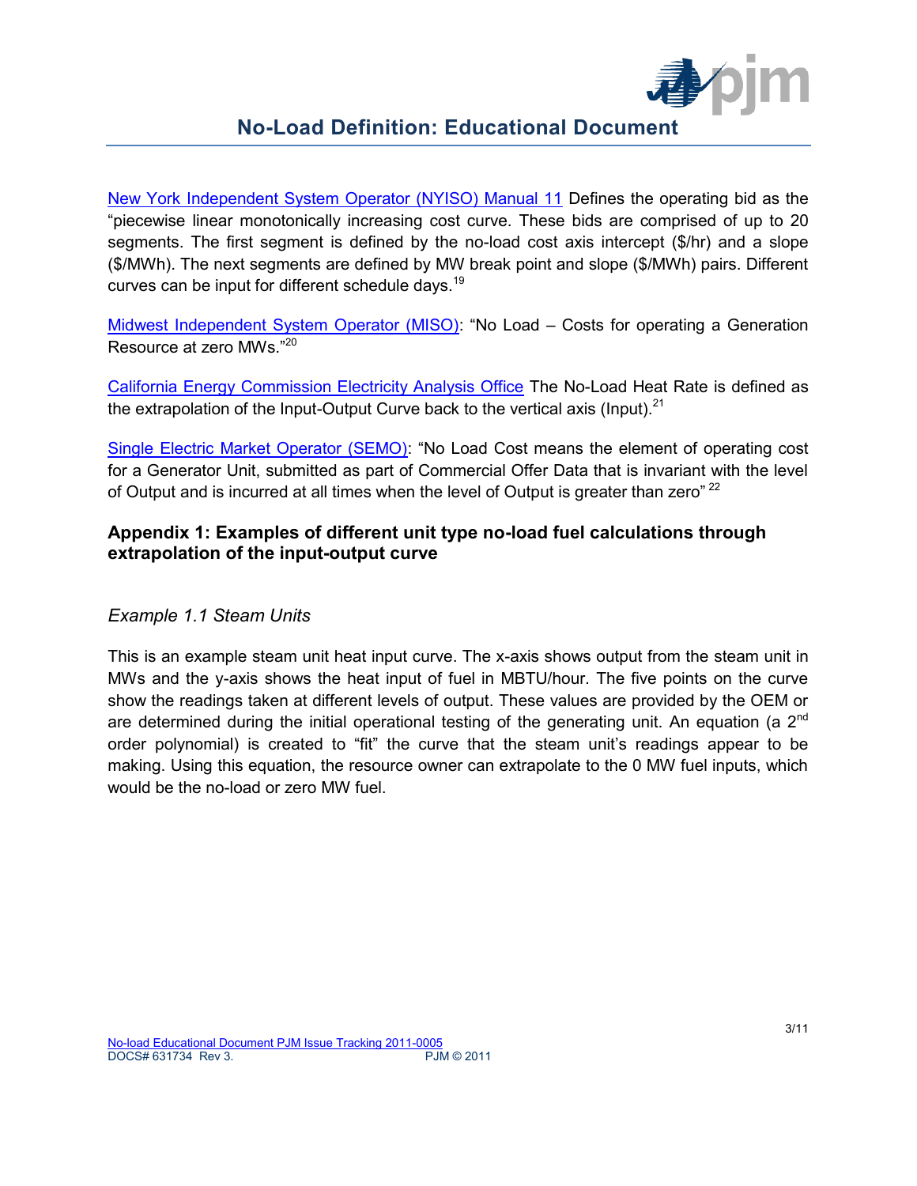New York Independent System Operator (NYISO) Manual 11 Defines the operating bid as the "piecewise linear monotonically increasing cost curve. These bids are comprised of up to 20 segments. The first segment is defined by the no-load cost axis intercept ($/hr) and a slope ($/MWh). The next segments are defined by MW break point and slope ($/MWh) pairs. Different curves can be input for different schedule days.[19]

Midwest Independent System Operator (MISO): "No Load – Costs for operating a Generation Resource at zero MWs."[20]

California Energy Commission Electricity Analysis Office The No-Load Heat Rate is defined as the extrapolation of the Input-Output Curve back to the vertical axis (Input).[21]

Single Electric Market Operator (SEMO): "No Load Cost means the element of operating cost for a Generator Unit, submitted as part of Commercial Offer Data that is invariant with the level of Output and is incurred at all times when the level of Output is greater than zero" [22]

## Appendix 1: Examples of different unit type no-load fuel calculations through extrapolation of the input-output curve

### *Example 1.1 Steam Units*

This is an example steam unit heat input curve. The x-axis shows output from the steam unit in MWs and the y-axis shows the heat input of fuel in MBTU/hour. The five points on the curve show the readings taken at different levels of output. These values are provided by the OEM or are determined during the initial operational testing of the generating unit. An equation (a 2nd order polynomial) is created to "fit" the curve that the steam unit's readings appear to be making. Using this equation, the resource owner can extrapolate to the 0 MW fuel inputs, which would be the no-load or zero MW fuel.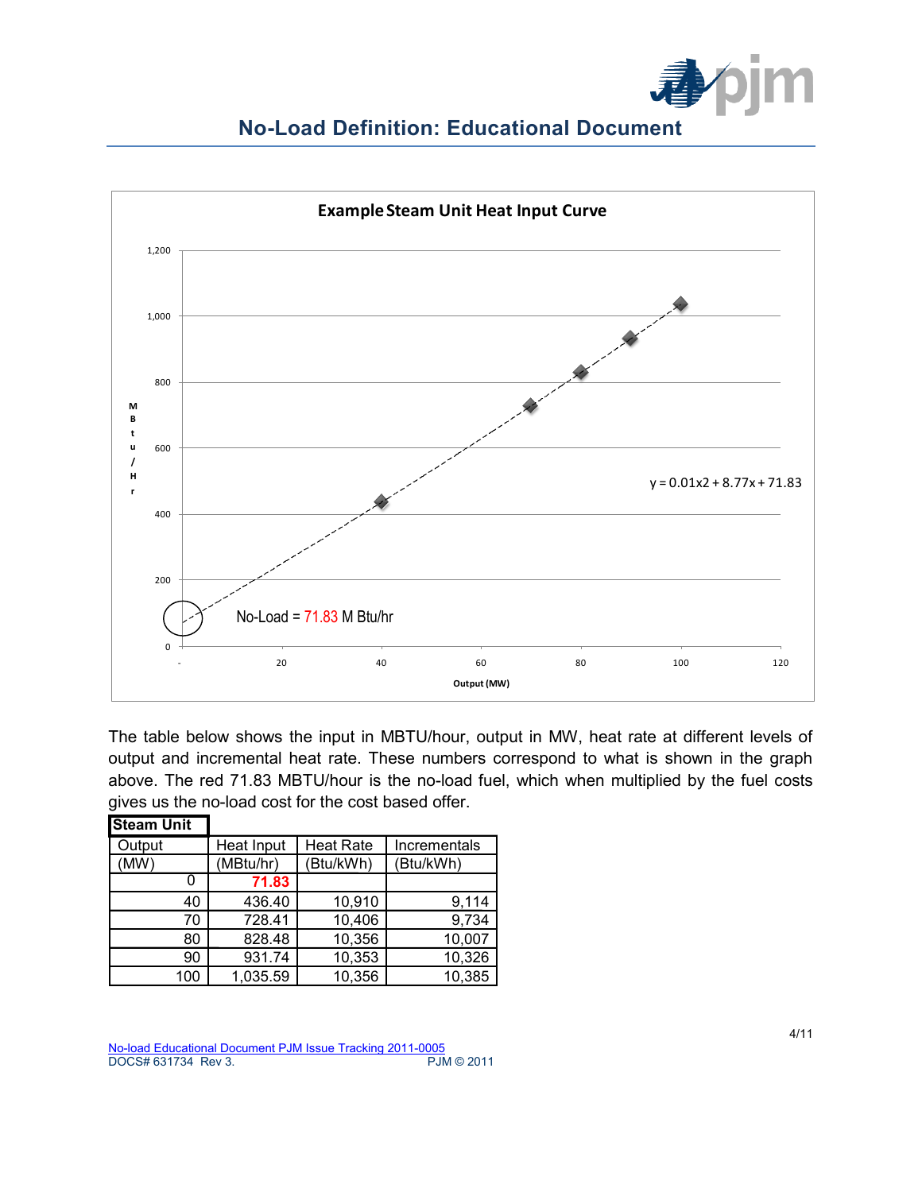Example Steam Unit Heat Input Curve

MBtu/Hr

Output (MW)

y = 0.01x2 + 8.77x + 71.83

No-Load = 71.83 M Btu/hr

1,200
1,000
800
600
400
200
0

-
20
40
60
80
100
120

The table below shows the input in MBTU/hour, output in MW, heat rate at different levels of output and incremental heat rate. These numbers correspond to what is shown in the graph above. The red 71.83 MBTU/hour is the no-load fuel, which when multiplied by the fuel costs gives us the no-load cost for the cost based offer.

**Steam Unit**

| Output (MW) | Heat Input (MBtu/hr) | Heat Rate (Btu/kWh) | Incrementals (Btu/kWh) |
|---|---|---|---|
| 0 | **71.83** | | |
| 40 | 436.40 | 10,910 | 9,114 |
| 70 | 728.41 | 10,406 | 9,734 |
| 80 | 828.48 | 10,356 | 10,007 |
| 90 | 931.74 | 10,353 | 10,326 |
| 100 | 1,035.59 | 10,356 | 10,385 |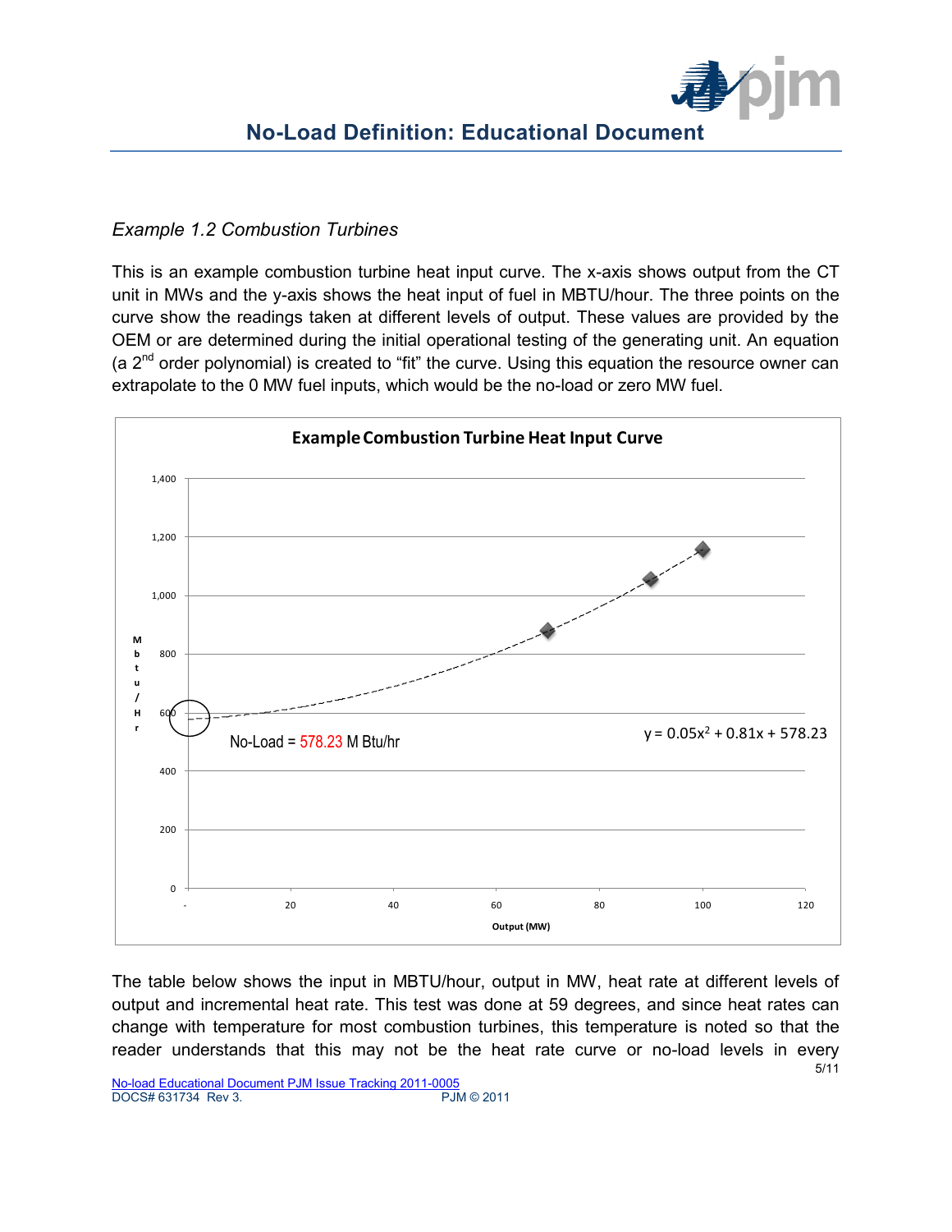*Example 1.2 Combustion Turbines*

This is an example combustion turbine heat input curve. The x-axis shows output from the CT unit in MWs and the y-axis shows the heat input of fuel in MBTU/hour. The three points on the curve show the readings taken at different levels of output. These values are provided by the OEM or are determined during the initial operational testing of the generating unit. An equation (a 2nd order polynomial) is created to "fit" the curve. Using this equation the resource owner can extrapolate to the 0 MW fuel inputs, which would be the no-load or zero MW fuel.

**Example Combustion Turbine Heat Input Curve**

1,400
1,200
1,000
800
600
400
200
0

Mbtu/Hr

-
20
40
60
80
100
120

Output (MW)

No-Load = 578.23 M Btu/hr

$y = 0.05x^2 + 0.81x + 578.23$

The table below shows the input in MBTU/hour, output in MW, heat rate at different levels of output and incremental heat rate. This test was done at 59 degrees, and since heat rates can change with temperature for most combustion turbines, this temperature is noted so that the reader understands that this may not be the heat rate curve or no-load levels in every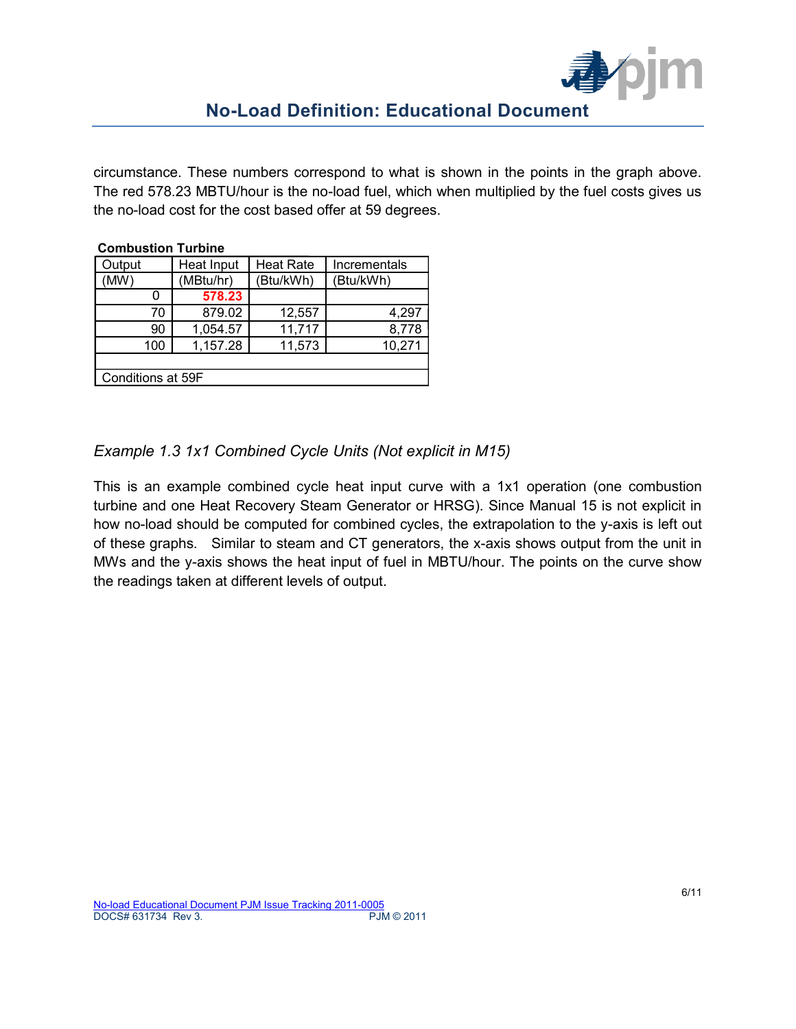circumstance. These numbers correspond to what is shown in the points in the graph above. The red 578.23 MBTU/hour is the no-load fuel, which when multiplied by the fuel costs gives us the no-load cost for the cost based offer at 59 degrees.

**Combustion Turbine**

| Output (MW) | Heat Input (MBtu/hr) | Heat Rate (Btu/kWh) | Incrementals (Btu/kWh) |
|---|---|---|---|
| 0 | **578.23** | | |
| 70 | 879.02 | 12,557 | 4,297 |
| 90 | 1,054.57 | 11,717 | 8,778 |
| 100 | 1,157.28 | 11,573 | 10,271 |
| | | | |
| Conditions at 59F | | | |

*Example 1.3 1x1 Combined Cycle Units (Not explicit in M15)*

This is an example combined cycle heat input curve with a 1x1 operation (one combustion turbine and one Heat Recovery Steam Generator or HRSG). Since Manual 15 is not explicit in how no-load should be computed for combined cycles, the extrapolation to the y-axis is left out of these graphs. Similar to steam and CT generators, the x-axis shows output from the unit in MWs and the y-axis shows the heat input of fuel in MBTU/hour. The points on the curve show the readings taken at different levels of output.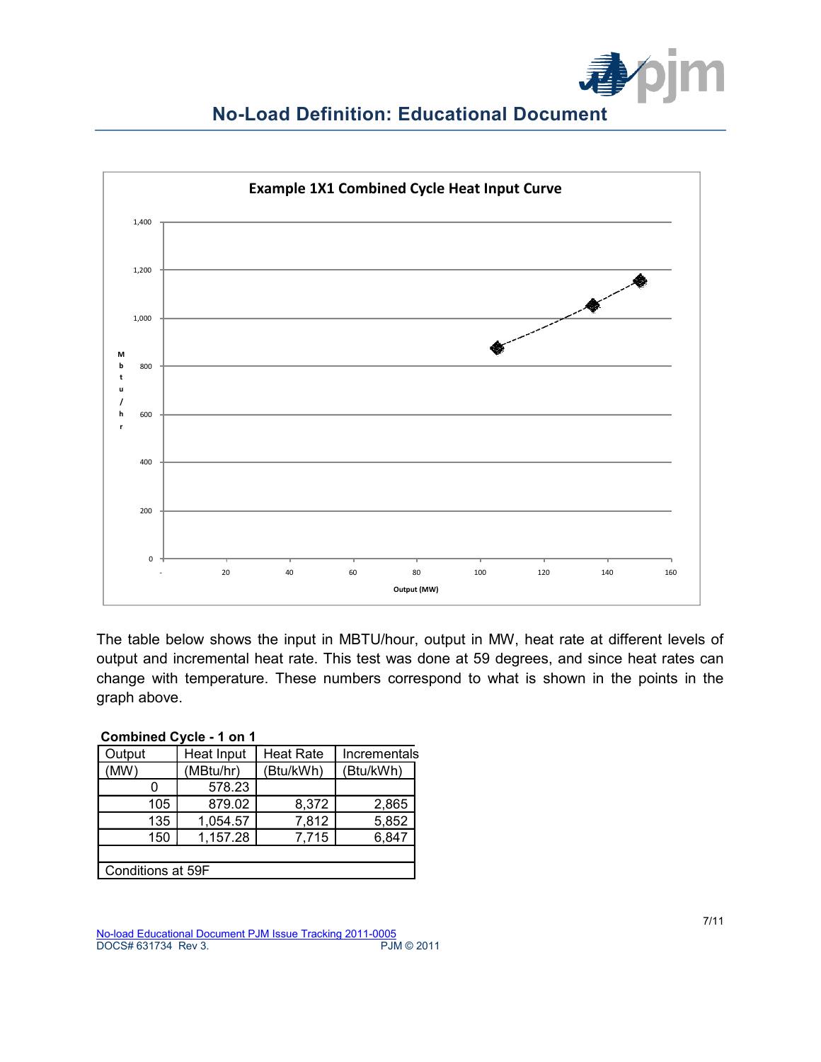Example 1X1 Combined Cycle Heat Input Curve

Mbtu/hr

1,400
1,200
1,000
800
600
400
200
0

-
20
40
60
80
100
120
140
160

Output (MW)

The table below shows the input in MBTU/hour, output in MW, heat rate at different levels of output and incremental heat rate. This test was done at 59 degrees, and since heat rates can change with temperature. These numbers correspond to what is shown in the points in the graph above.

**Combined Cycle - 1 on 1**

| Output (MW) | Heat Input (MBtu/hr) | Heat Rate (Btu/kWh) | Incrementals (Btu/kWh) |
|---|---|---|---|
| 0 | 578.23 | | |
| 105 | 879.02 | 8,372 | 2,865 |
| 135 | 1,054.57 | 7,812 | 5,852 |
| 150 | 1,157.28 | 7,715 | 6,847 |
| | | | |
| Conditions at 59F | | | |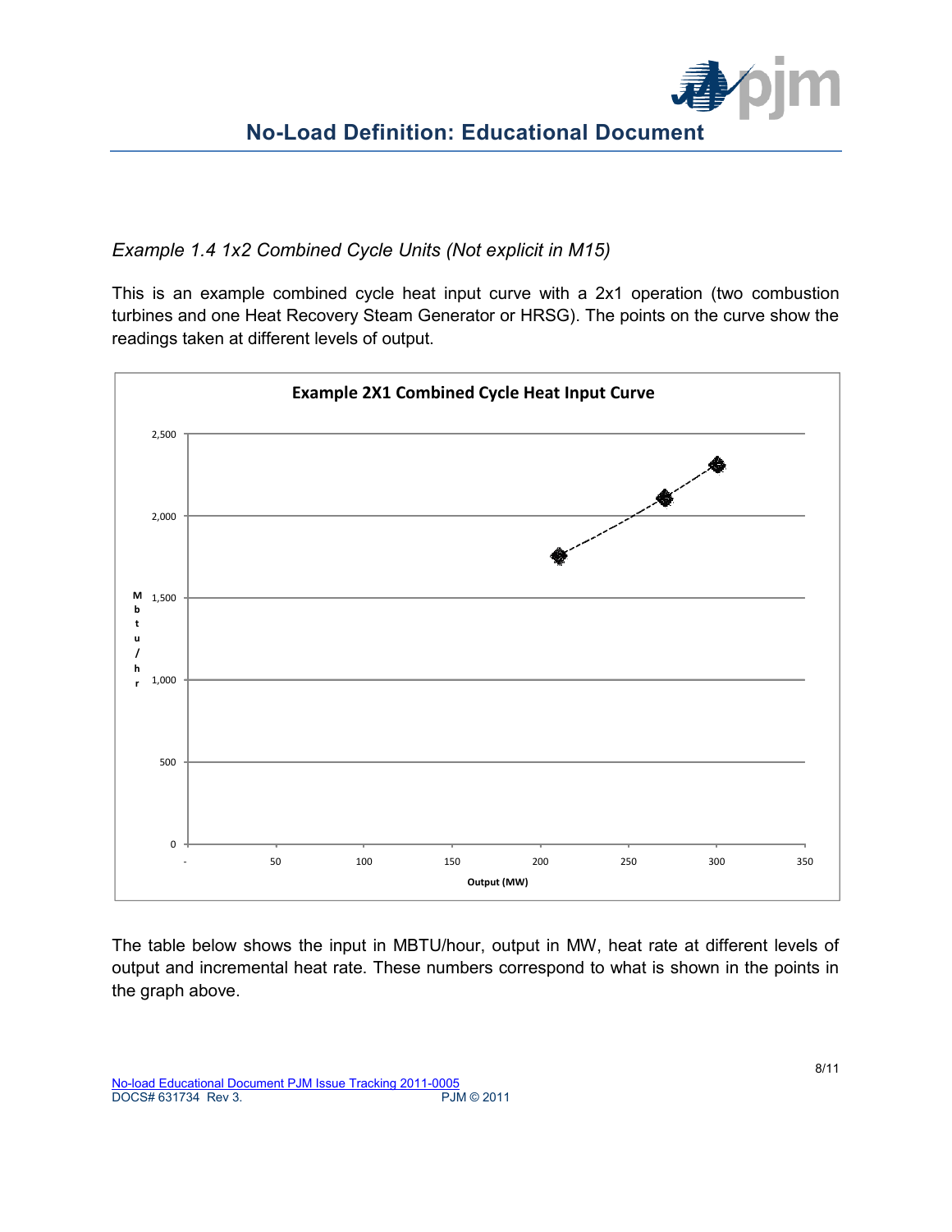*Example 1.4 1x2 Combined Cycle Units (Not explicit in M15)*

This is an example combined cycle heat input curve with a 2x1 operation (two combustion turbines and one Heat Recovery Steam Generator or HRSG). The points on the curve show the readings taken at different levels of output.

**Example 2X1 Combined Cycle Heat Input Curve**

Mbtu/hr

2,500
2,000
1,500
1,000
500
0

- 50 100 150 200 250 300 350

Output (MW)

The table below shows the input in MBTU/hour, output in MW, heat rate at different levels of output and incremental heat rate. These numbers correspond to what is shown in the points in the graph above.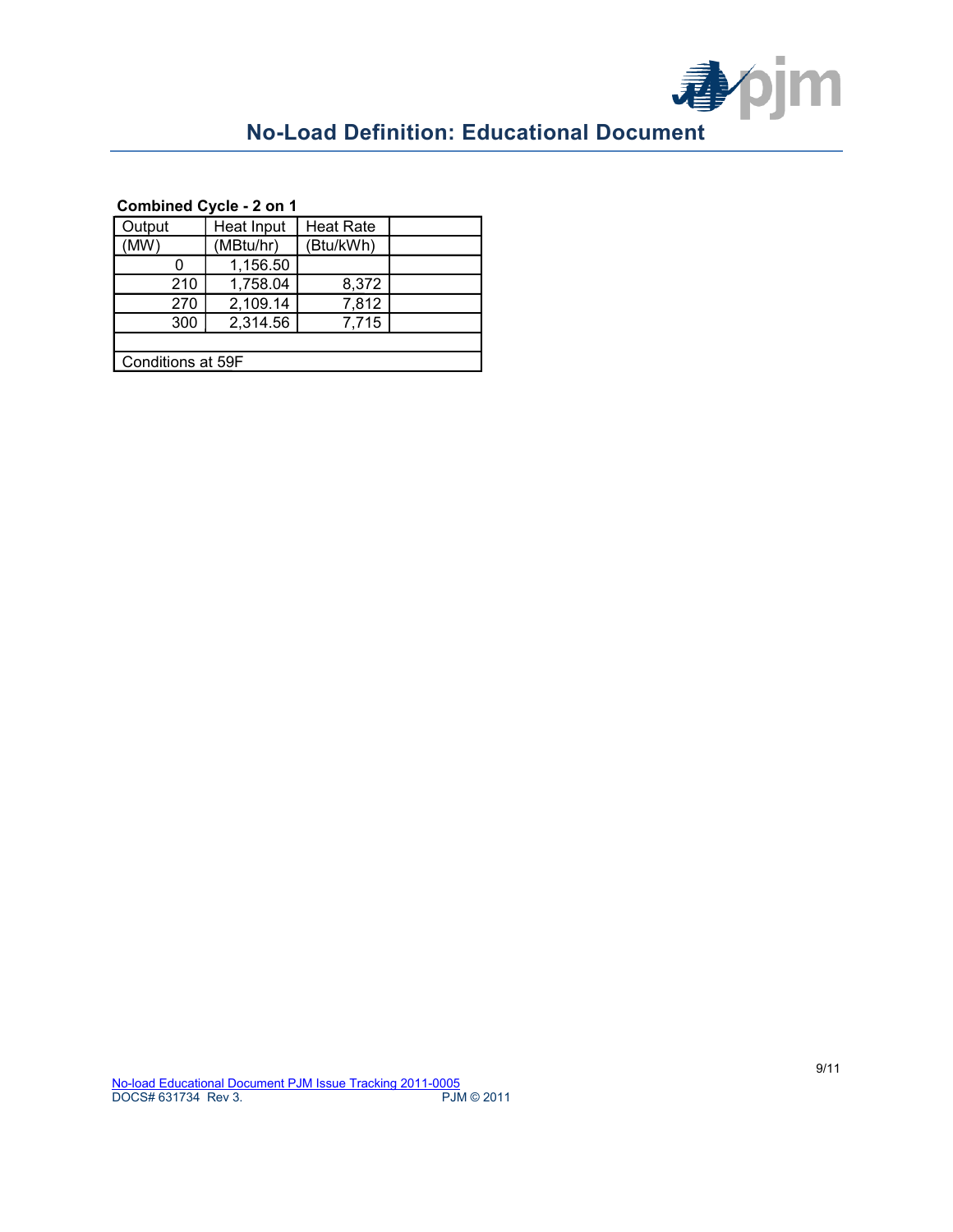**Combined Cycle - 2 on 1**

| Output (MW) | Heat Input (MBtu/hr) | Heat Rate (Btu/kWh) | |
|---|---|---|---|
| 0 | 1,156.50 | | |
| 210 | 1,758.04 | 8,372 | |
| 270 | 2,109.14 | 7,812 | |
| 300 | 2,314.56 | 7,715 | |
| | | | |
| Conditions at 59F | | | |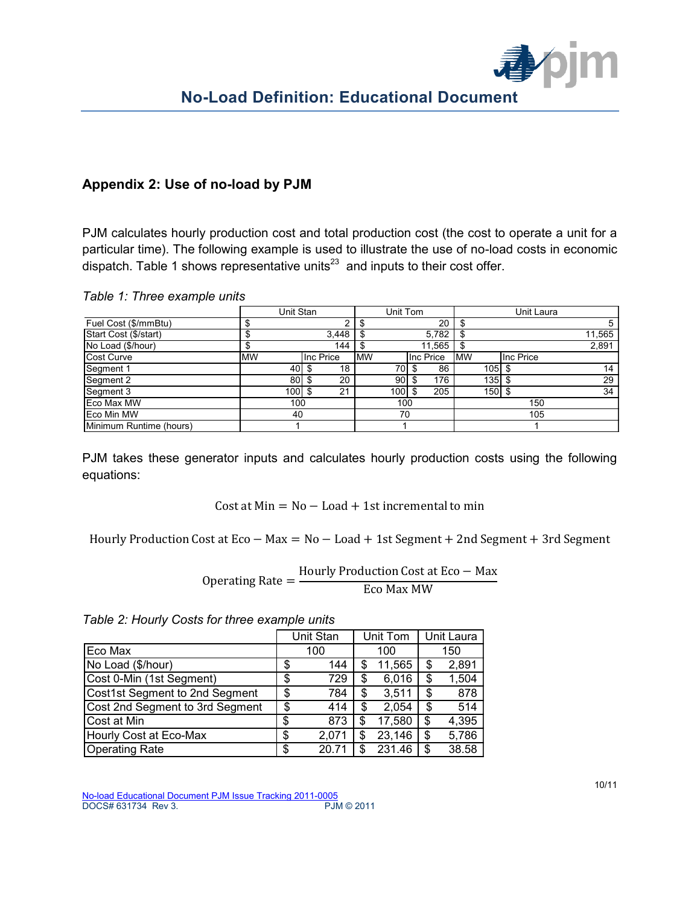## Appendix 2: Use of no-load by PJM

PJM calculates hourly production cost and total production cost (the cost to operate a unit for a particular time). The following example is used to illustrate the use of no-load costs in economic dispatch. Table 1 shows representative units[23] and inputs to their cost offer.

*Table 1: Three example units*

| | Unit Stan | | Unit Tom | | Unit Laura | |
|---|---|---|---|---|---|---|
| Fuel Cost ($/mmBtu) | $ 2 | | $ 20 | | $ 5 | |
| Start Cost ($/start) | $ 3,448 | | $ 5,782 | | $ 11,565 | |
| No Load ($/hour) | $ 144 | | $ 11,565 | | $ 2,891 | |
| Cost Curve | MW | Inc Price | MW | Inc Price | MW | Inc Price |
| Segment 1 | 40 | $ 18 | 70 | $ 86 | 105 | $ 14 |
| Segment 2 | 80 | $ 20 | 90 | $ 176 | 135 | $ 29 |
| Segment 3 | 100 | $ 21 | 100 | $ 205 | 150 | $ 34 |
| Eco Max MW | 100 | | 100 | | 150 | |
| Eco Min MW | 40 | | 70 | | 105 | |
| Minimum Runtime (hours) | 1 | | 1 | | 1 | |

PJM takes these generator inputs and calculates hourly production costs using the following equations:

$$\text{Cost at Min} = \text{No} - \text{Load} + \text{1st incremental to min}$$

$$\text{Hourly Production Cost at Eco} - \text{Max} = \text{No} - \text{Load} + \text{1st Segment} + \text{2nd Segment} + \text{3rd Segment}$$

$$\text{Operating Rate} = \frac{\text{Hourly Production Cost at Eco} - \text{Max}}{\text{Eco Max MW}}$$

*Table 2: Hourly Costs for three example units*

| | Unit Stan | Unit Tom | Unit Laura |
|---|---|---|---|
| Eco Max | 100 | 100 | 150 |
| No Load ($/hour) | $ 144 | $ 11,565 | $ 2,891 |
| Cost 0-Min (1st Segment) | $ 729 | $ 6,016 | $ 1,504 |
| Cost1st Segment to 2nd Segment | $ 784 | $ 3,511 | $ 878 |
| Cost 2nd Segment to 3rd Segment | $ 414 | $ 2,054 | $ 514 |
| Cost at Min | $ 873 | $ 17,580 | $ 4,395 |
| Hourly Cost at Eco-Max | $ 2,071 | $ 23,146 | $ 5,786 |
| Operating Rate | $ 20.71 | $ 231.46 | $ 38.58 |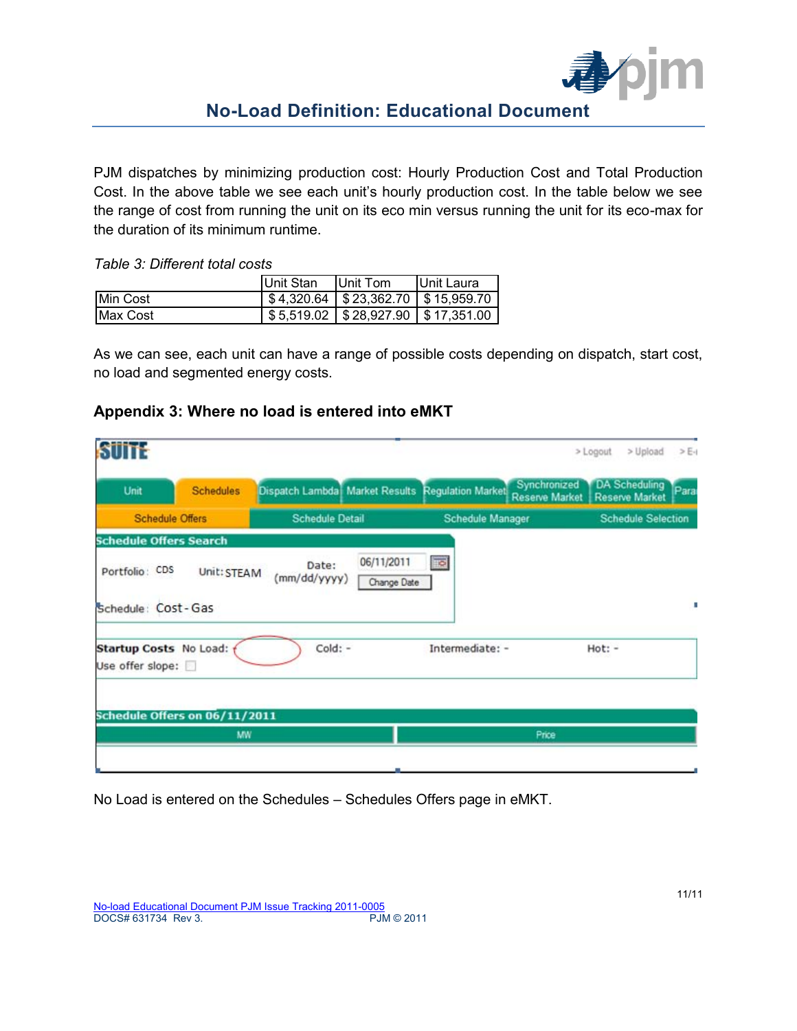PJM dispatches by minimizing production cost: Hourly Production Cost and Total Production Cost. In the above table we see each unit's hourly production cost. In the table below we see the range of cost from running the unit on its eco min versus running the unit for its eco-max for the duration of its minimum runtime.

*Table 3: Different total costs*

| | Unit Stan | Unit Tom | Unit Laura |
|---|---|---|---|
| Min Cost | $ 4,320.64 | $ 23,362.70 | $ 15,959.70 |
| Max Cost | $ 5,519.02 | $ 28,927.90 | $ 17,351.00 |

As we can see, each unit can have a range of possible costs depending on dispatch, start cost, no load and segmented energy costs.

## Appendix 3: Where no load is entered into eMKT

SUITE

> Logout > Upload > E-

Unit | Schedules | Dispatch Lambda | Market Results | Regulation Market | Synchronized Reserve Market | DA Scheduling Reserve Market | Para

Schedule Offers | Schedule Detail | Schedule Manager | Schedule Selection

Schedule Offers Search

Portfolio: CDS Unit: STEAM Date: (mm/dd/yyyy) 06/11/2011 Change Date

Schedule: Cost-Gas

Startup Costs No Load: - Cold: - Intermediate: - Hot: -

Use offer slope:

Schedule Offers on 06/11/2011

MW | Price

No Load is entered on the Schedules – Schedules Offers page in eMKT.

No-load Educational Document PJM Issue Tracking 2011-0005
DOCS# 631734 Rev 3. PJM © 2011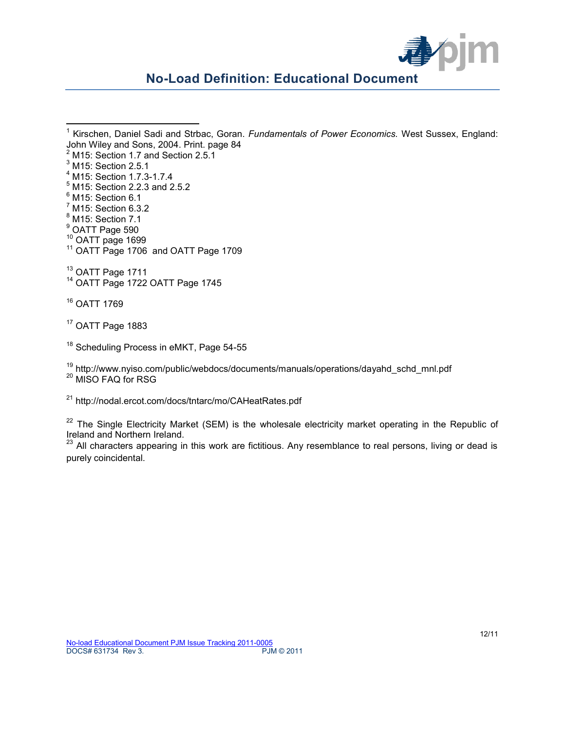[1] Kirschen, Daniel Sadi and Strbac, Goran. *Fundamentals of Power Economics.* West Sussex, England: John Wiley and Sons, 2004. Print. page 84

[2] M15: Section 1.7 and Section 2.5.1

[3] M15: Section 2.5.1

[4] M15: Section 1.7.3-1.7.4

[5] M15: Section 2.2.3 and 2.5.2

[6] M15: Section 6.1

[7] M15: Section 6.3.2

[8] M15: Section 7.1

[9] OATT Page 590

[10] OATT page 1699

[11] OATT Page 1706 and OATT Page 1709

[13] OATT Page 1711

[14] OATT Page 1722 OATT Page 1745

[16] OATT 1769

[17] OATT Page 1883

[18] Scheduling Process in eMKT, Page 54-55

[19] http://www.nyiso.com/public/webdocs/documents/manuals/operations/dayahd_schd_mnl.pdf

[20] MISO FAQ for RSG

[21] http://nodal.ercot.com/docs/tntarc/mo/CAHeatRates.pdf

[22] The Single Electricity Market (SEM) is the wholesale electricity market operating in the Republic of Ireland and Northern Ireland.

[23] All characters appearing in this work are fictitious. Any resemblance to real persons, living or dead is purely coincidental.